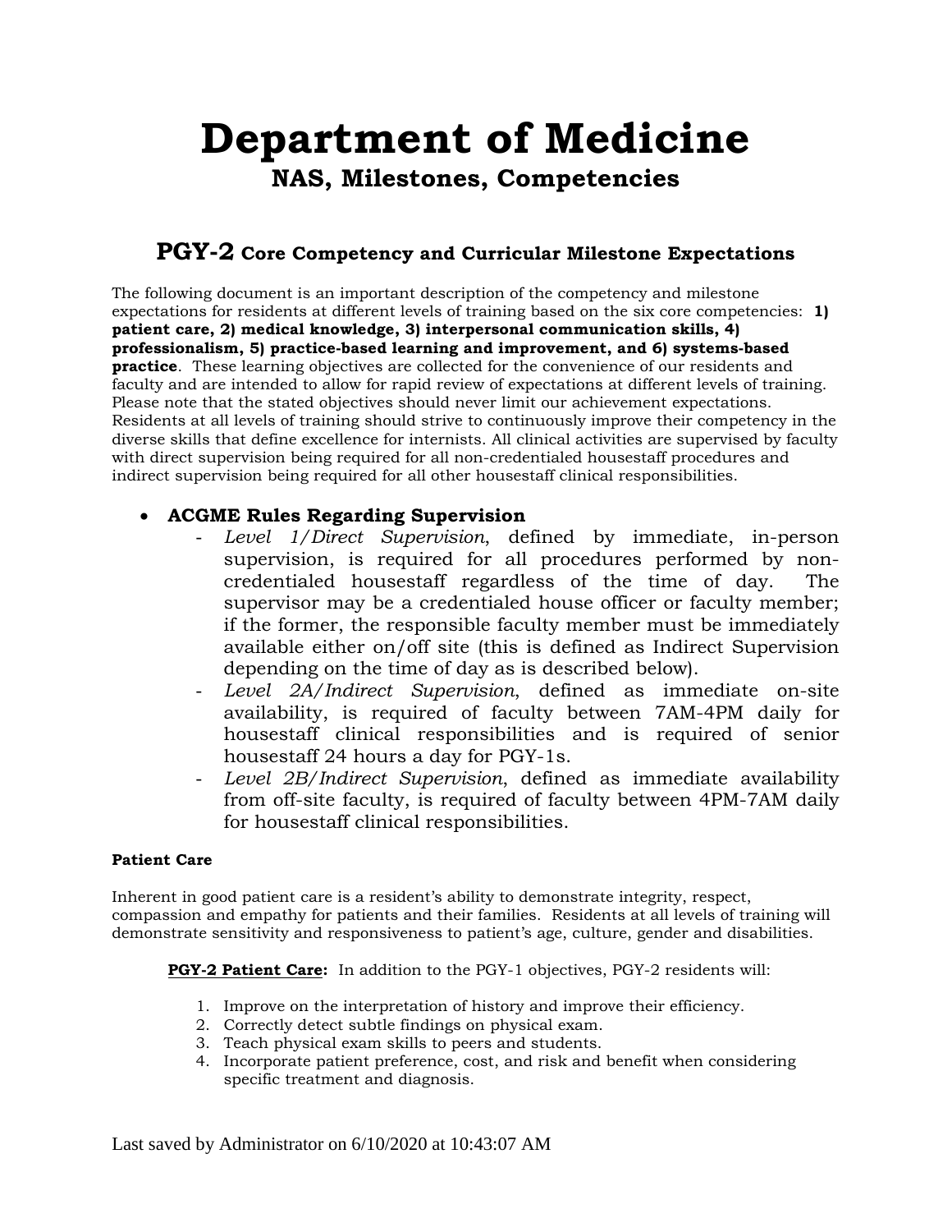# Department of Medicine

## NAS, Milestones, Competencies

### PGY-2 Core Competency and Curricular Milestone Expectations

The following document is an important description of the competency and milestone expectations for residents at different levels of training based on the six core competencies: **1) patient care, 2) medical knowledge, 3) interpersonal communication skills, 4) professionalism, 5) practice-based learning and improvement, and 6) systems-based practice**. These learning objectives are collected for the convenience of our residents and faculty and are intended to allow for rapid review of expectations at different levels of training. Please note that the stated objectives should never limit our achievement expectations. Residents at all levels of training should strive to continuously improve their competency in the diverse skills that define excellence for internists. All clinical activities are supervised by faculty with direct supervision being required for all non-credentialed housestaff procedures and indirect supervision being required for all other housestaff clinical responsibilities.

- **ACGME Rules Regarding Supervision**
  - *Level 1/Direct Supervision*, defined by immediate, in-person supervision, is required for all procedures performed by non-credentialed housestaff regardless of the time of day. The supervisor may be a credentialed house officer or faculty member; if the former, the responsible faculty member must be immediately available either on/off site (this is defined as Indirect Supervision depending on the time of day as is described below).
  - *Level 2A/Indirect Supervision*, defined as immediate on-site availability, is required of faculty between 7AM-4PM daily for housestaff clinical responsibilities and is required of senior housestaff 24 hours a day for PGY-1s.
  - *Level 2B/Indirect Supervision*, defined as immediate availability from off-site faculty, is required of faculty between 4PM-7AM daily for housestaff clinical responsibilities.

**Patient Care**

Inherent in good patient care is a resident's ability to demonstrate integrity, respect, compassion and empathy for patients and their families. Residents at all levels of training will demonstrate sensitivity and responsiveness to patient's age, culture, gender and disabilities.

**PGY-2 Patient Care:** In addition to the PGY-1 objectives, PGY-2 residents will:

1. Improve on the interpretation of history and improve their efficiency.
2. Correctly detect subtle findings on physical exam.
3. Teach physical exam skills to peers and students.
4. Incorporate patient preference, cost, and risk and benefit when considering specific treatment and diagnosis.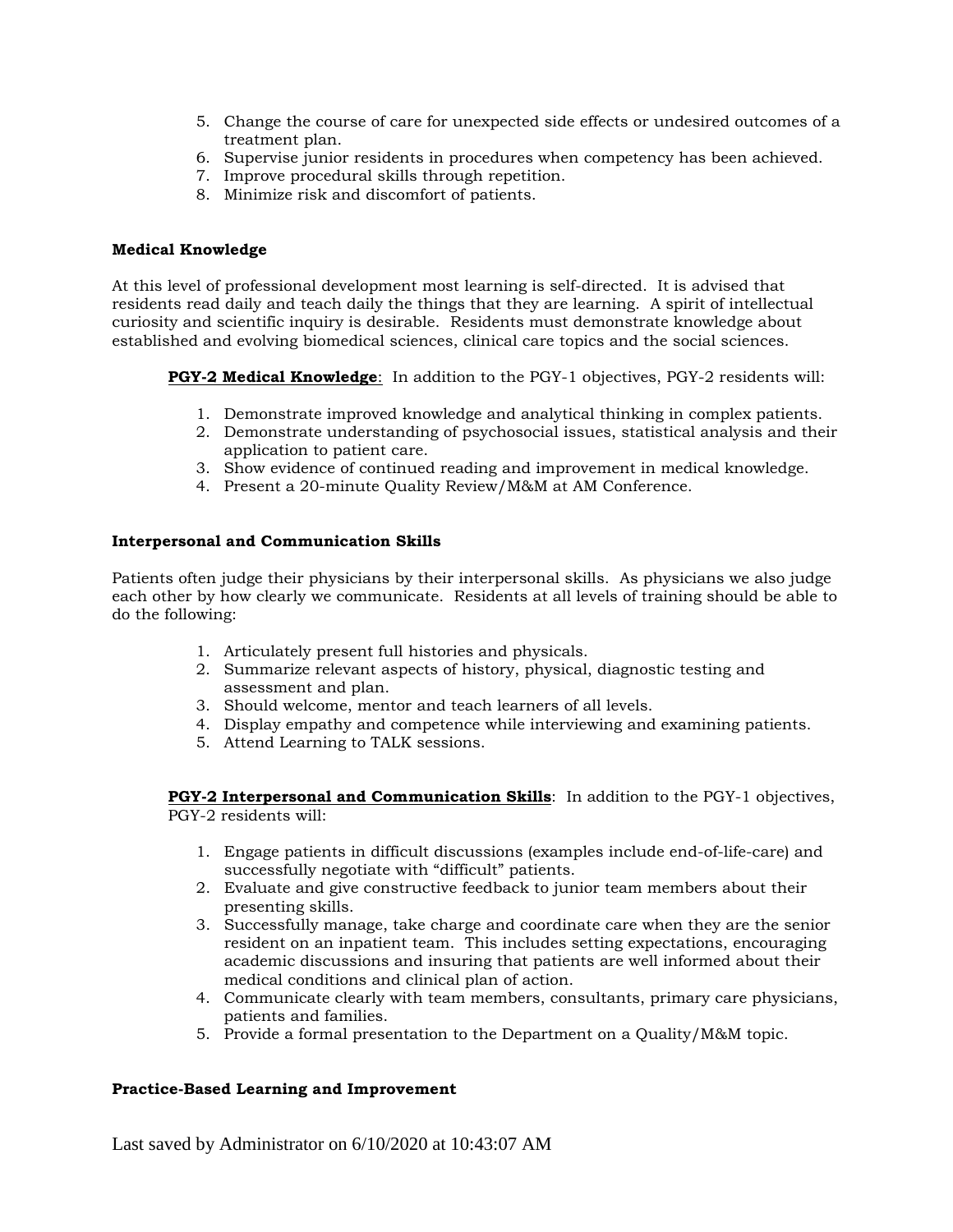5. Change the course of care for unexpected side effects or undesired outcomes of a treatment plan.
6. Supervise junior residents in procedures when competency has been achieved.
7. Improve procedural skills through repetition.
8. Minimize risk and discomfort of patients.

**Medical Knowledge**

At this level of professional development most learning is self-directed. It is advised that residents read daily and teach daily the things that they are learning. A spirit of intellectual curiosity and scientific inquiry is desirable. Residents must demonstrate knowledge about established and evolving biomedical sciences, clinical care topics and the social sciences.

**PGY-2 Medical Knowledge**: In addition to the PGY-1 objectives, PGY-2 residents will:

1. Demonstrate improved knowledge and analytical thinking in complex patients.
2. Demonstrate understanding of psychosocial issues, statistical analysis and their application to patient care.
3. Show evidence of continued reading and improvement in medical knowledge.
4. Present a 20-minute Quality Review/M&M at AM Conference.

**Interpersonal and Communication Skills**

Patients often judge their physicians by their interpersonal skills. As physicians we also judge each other by how clearly we communicate. Residents at all levels of training should be able to do the following:

1. Articulately present full histories and physicals.
2. Summarize relevant aspects of history, physical, diagnostic testing and assessment and plan.
3. Should welcome, mentor and teach learners of all levels.
4. Display empathy and competence while interviewing and examining patients.
5. Attend Learning to TALK sessions.

**PGY-2 Interpersonal and Communication Skills**: In addition to the PGY-1 objectives, PGY-2 residents will:

1. Engage patients in difficult discussions (examples include end-of-life-care) and successfully negotiate with "difficult" patients.
2. Evaluate and give constructive feedback to junior team members about their presenting skills.
3. Successfully manage, take charge and coordinate care when they are the senior resident on an inpatient team. This includes setting expectations, encouraging academic discussions and insuring that patients are well informed about their medical conditions and clinical plan of action.
4. Communicate clearly with team members, consultants, primary care physicians, patients and families.
5. Provide a formal presentation to the Department on a Quality/M&M topic.

**Practice-Based Learning and Improvement**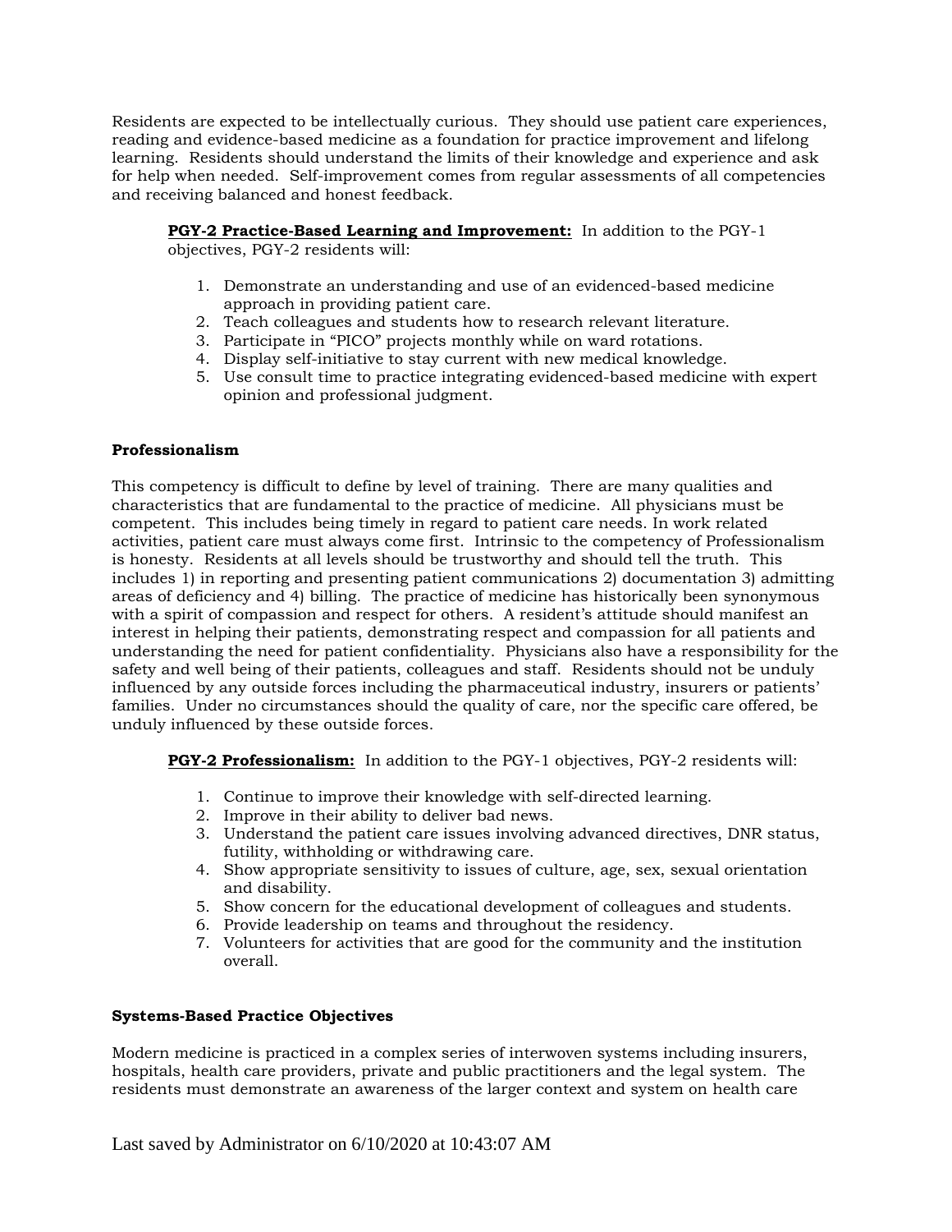Residents are expected to be intellectually curious. They should use patient care experiences, reading and evidence-based medicine as a foundation for practice improvement and lifelong learning. Residents should understand the limits of their knowledge and experience and ask for help when needed. Self-improvement comes from regular assessments of all competencies and receiving balanced and honest feedback.

**PGY-2 Practice-Based Learning and Improvement:** In addition to the PGY-1 objectives, PGY-2 residents will:

1. Demonstrate an understanding and use of an evidenced-based medicine approach in providing patient care.
2. Teach colleagues and students how to research relevant literature.
3. Participate in "PICO" projects monthly while on ward rotations.
4. Display self-initiative to stay current with new medical knowledge.
5. Use consult time to practice integrating evidenced-based medicine with expert opinion and professional judgment.

**Professionalism**

This competency is difficult to define by level of training. There are many qualities and characteristics that are fundamental to the practice of medicine. All physicians must be competent. This includes being timely in regard to patient care needs. In work related activities, patient care must always come first. Intrinsic to the competency of Professionalism is honesty. Residents at all levels should be trustworthy and should tell the truth. This includes 1) in reporting and presenting patient communications 2) documentation 3) admitting areas of deficiency and 4) billing. The practice of medicine has historically been synonymous with a spirit of compassion and respect for others. A resident's attitude should manifest an interest in helping their patients, demonstrating respect and compassion for all patients and understanding the need for patient confidentiality. Physicians also have a responsibility for the safety and well being of their patients, colleagues and staff. Residents should not be unduly influenced by any outside forces including the pharmaceutical industry, insurers or patients' families. Under no circumstances should the quality of care, nor the specific care offered, be unduly influenced by these outside forces.

**PGY-2 Professionalism:** In addition to the PGY-1 objectives, PGY-2 residents will:

1. Continue to improve their knowledge with self-directed learning.
2. Improve in their ability to deliver bad news.
3. Understand the patient care issues involving advanced directives, DNR status, futility, withholding or withdrawing care.
4. Show appropriate sensitivity to issues of culture, age, sex, sexual orientation and disability.
5. Show concern for the educational development of colleagues and students.
6. Provide leadership on teams and throughout the residency.
7. Volunteers for activities that are good for the community and the institution overall.

**Systems-Based Practice Objectives**

Modern medicine is practiced in a complex series of interwoven systems including insurers, hospitals, health care providers, private and public practitioners and the legal system. The residents must demonstrate an awareness of the larger context and system on health care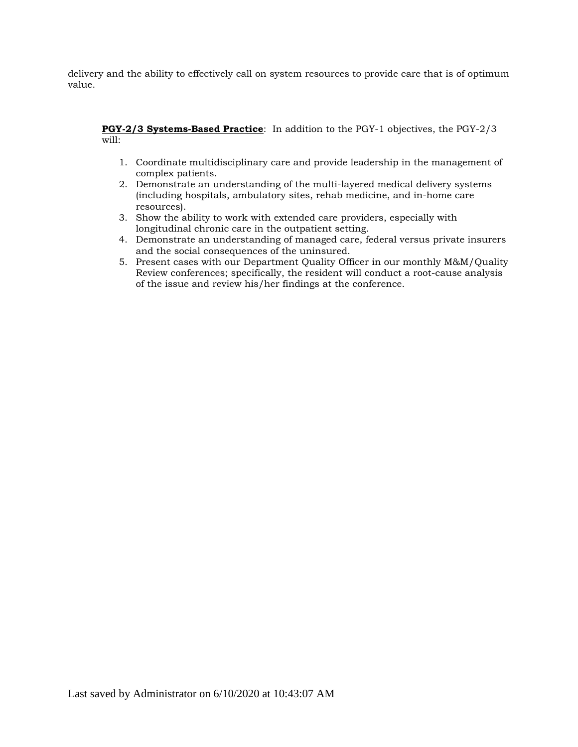delivery and the ability to effectively call on system resources to provide care that is of optimum value.

**PGY-2/3 Systems-Based Practice**: In addition to the PGY-1 objectives, the PGY-2/3 will:

1. Coordinate multidisciplinary care and provide leadership in the management of complex patients.
2. Demonstrate an understanding of the multi-layered medical delivery systems (including hospitals, ambulatory sites, rehab medicine, and in-home care resources).
3. Show the ability to work with extended care providers, especially with longitudinal chronic care in the outpatient setting.
4. Demonstrate an understanding of managed care, federal versus private insurers and the social consequences of the uninsured.
5. Present cases with our Department Quality Officer in our monthly M&M/Quality Review conferences; specifically, the resident will conduct a root-cause analysis of the issue and review his/her findings at the conference.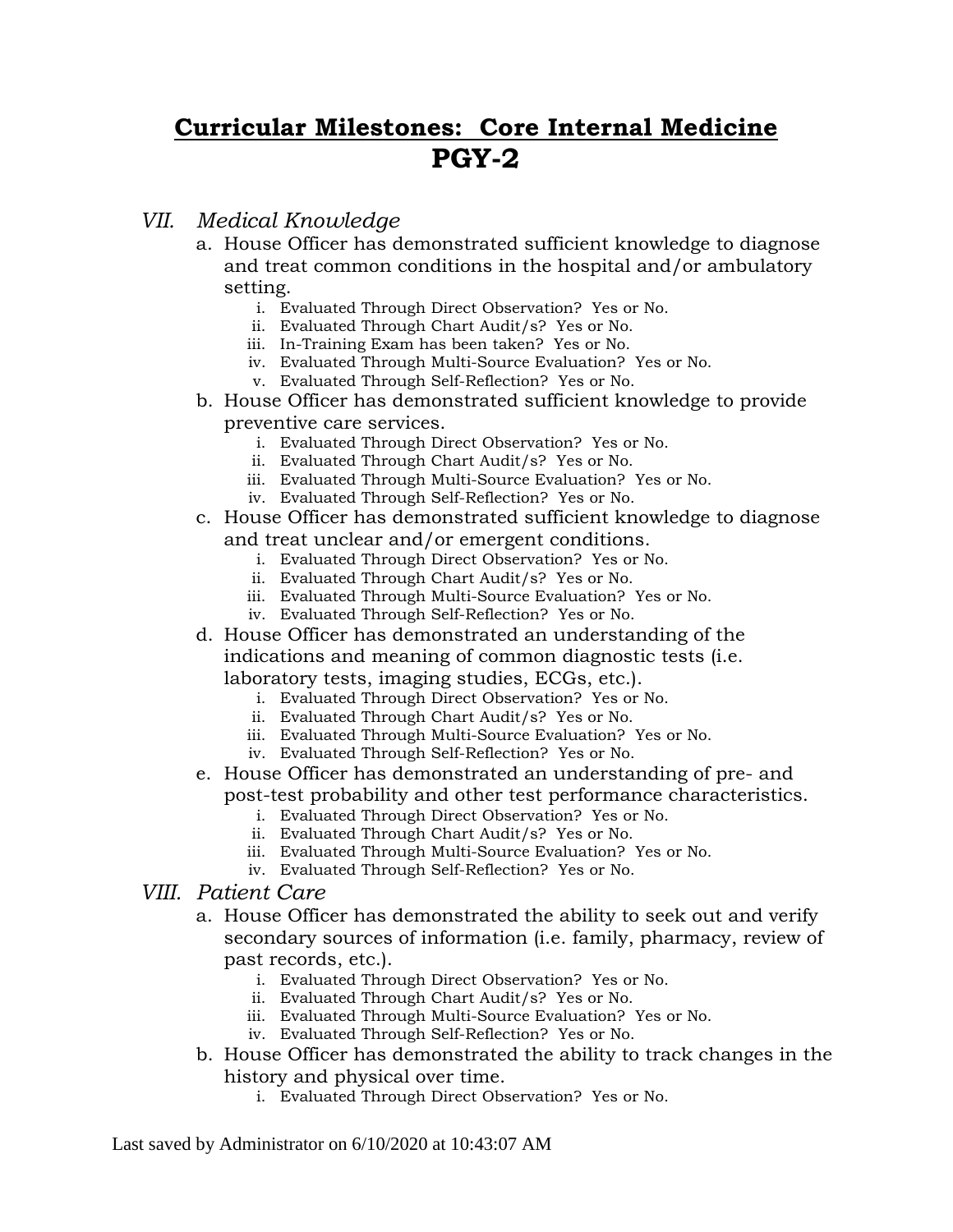# Curricular Milestones: Core Internal Medicine
# PGY-2

VII. *Medical Knowledge*

a. House Officer has demonstrated sufficient knowledge to diagnose and treat common conditions in the hospital and/or ambulatory setting.
   i. Evaluated Through Direct Observation? Yes or No.
   ii. Evaluated Through Chart Audit/s? Yes or No.
   iii. In-Training Exam has been taken? Yes or No.
   iv. Evaluated Through Multi-Source Evaluation? Yes or No.
   v. Evaluated Through Self-Reflection? Yes or No.

b. House Officer has demonstrated sufficient knowledge to provide preventive care services.
   i. Evaluated Through Direct Observation? Yes or No.
   ii. Evaluated Through Chart Audit/s? Yes or No.
   iii. Evaluated Through Multi-Source Evaluation? Yes or No.
   iv. Evaluated Through Self-Reflection? Yes or No.

c. House Officer has demonstrated sufficient knowledge to diagnose and treat unclear and/or emergent conditions.
   i. Evaluated Through Direct Observation? Yes or No.
   ii. Evaluated Through Chart Audit/s? Yes or No.
   iii. Evaluated Through Multi-Source Evaluation? Yes or No.
   iv. Evaluated Through Self-Reflection? Yes or No.

d. House Officer has demonstrated an understanding of the indications and meaning of common diagnostic tests (i.e. laboratory tests, imaging studies, ECGs, etc.).
   i. Evaluated Through Direct Observation? Yes or No.
   ii. Evaluated Through Chart Audit/s? Yes or No.
   iii. Evaluated Through Multi-Source Evaluation? Yes or No.
   iv. Evaluated Through Self-Reflection? Yes or No.

e. House Officer has demonstrated an understanding of pre- and post-test probability and other test performance characteristics.
   i. Evaluated Through Direct Observation? Yes or No.
   ii. Evaluated Through Chart Audit/s? Yes or No.
   iii. Evaluated Through Multi-Source Evaluation? Yes or No.
   iv. Evaluated Through Self-Reflection? Yes or No.

VIII. *Patient Care*

a. House Officer has demonstrated the ability to seek out and verify secondary sources of information (i.e. family, pharmacy, review of past records, etc.).
   i. Evaluated Through Direct Observation? Yes or No.
   ii. Evaluated Through Chart Audit/s? Yes or No.
   iii. Evaluated Through Multi-Source Evaluation? Yes or No.
   iv. Evaluated Through Self-Reflection? Yes or No.

b. House Officer has demonstrated the ability to track changes in the history and physical over time.
   i. Evaluated Through Direct Observation? Yes or No.

Last saved by Administrator on 6/10/2020 at 10:43:07 AM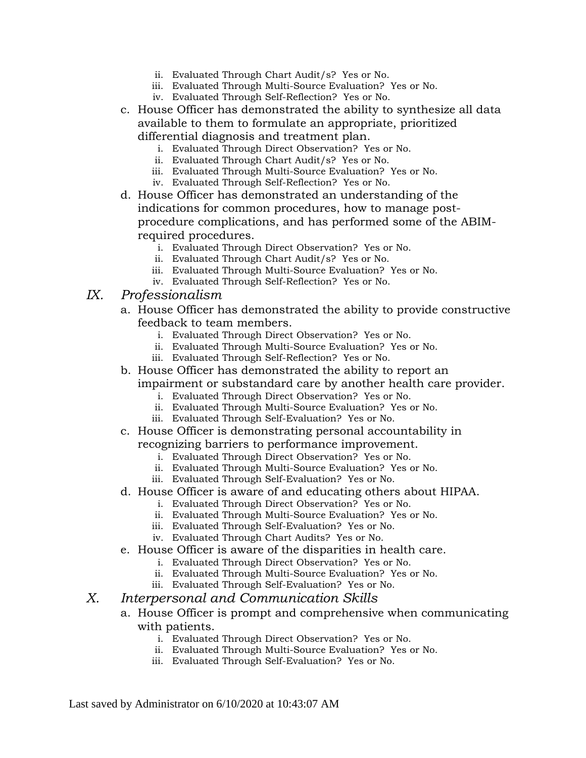- ii. Evaluated Through Chart Audit/s? Yes or No.
   - iii. Evaluated Through Multi-Source Evaluation? Yes or No.
   - iv. Evaluated Through Self-Reflection? Yes or No.

- c. House Officer has demonstrated the ability to synthesize all data available to them to formulate an appropriate, prioritized differential diagnosis and treatment plan.
   - i. Evaluated Through Direct Observation? Yes or No.
   - ii. Evaluated Through Chart Audit/s? Yes or No.
   - iii. Evaluated Through Multi-Source Evaluation? Yes or No.
   - iv. Evaluated Through Self-Reflection? Yes or No.
- d. House Officer has demonstrated an understanding of the indications for common procedures, how to manage post-procedure complications, and has performed some of the ABIM-required procedures.
   - i. Evaluated Through Direct Observation? Yes or No.
   - ii. Evaluated Through Chart Audit/s? Yes or No.
   - iii. Evaluated Through Multi-Source Evaluation? Yes or No.
   - iv. Evaluated Through Self-Reflection? Yes or No.

## IX. *Professionalism*

- a. House Officer has demonstrated the ability to provide constructive feedback to team members.
   - i. Evaluated Through Direct Observation? Yes or No.
   - ii. Evaluated Through Multi-Source Evaluation? Yes or No.
   - iii. Evaluated Through Self-Reflection? Yes or No.
- b. House Officer has demonstrated the ability to report an impairment or substandard care by another health care provider.
   - i. Evaluated Through Direct Observation? Yes or No.
   - ii. Evaluated Through Multi-Source Evaluation? Yes or No.
   - iii. Evaluated Through Self-Evaluation? Yes or No.
- c. House Officer is demonstrating personal accountability in recognizing barriers to performance improvement.
   - i. Evaluated Through Direct Observation? Yes or No.
   - ii. Evaluated Through Multi-Source Evaluation? Yes or No.
   - iii. Evaluated Through Self-Evaluation? Yes or No.
- d. House Officer is aware of and educating others about HIPAA.
   - i. Evaluated Through Direct Observation? Yes or No.
   - ii. Evaluated Through Multi-Source Evaluation? Yes or No.
   - iii. Evaluated Through Self-Evaluation? Yes or No.
   - iv. Evaluated Through Chart Audits? Yes or No.
- e. House Officer is aware of the disparities in health care.
   - i. Evaluated Through Direct Observation? Yes or No.
   - ii. Evaluated Through Multi-Source Evaluation? Yes or No.
   - iii. Evaluated Through Self-Evaluation? Yes or No.

## X. *Interpersonal and Communication Skills*

- a. House Officer is prompt and comprehensive when communicating with patients.
   - i. Evaluated Through Direct Observation? Yes or No.
   - ii. Evaluated Through Multi-Source Evaluation? Yes or No.
   - iii. Evaluated Through Self-Evaluation? Yes or No.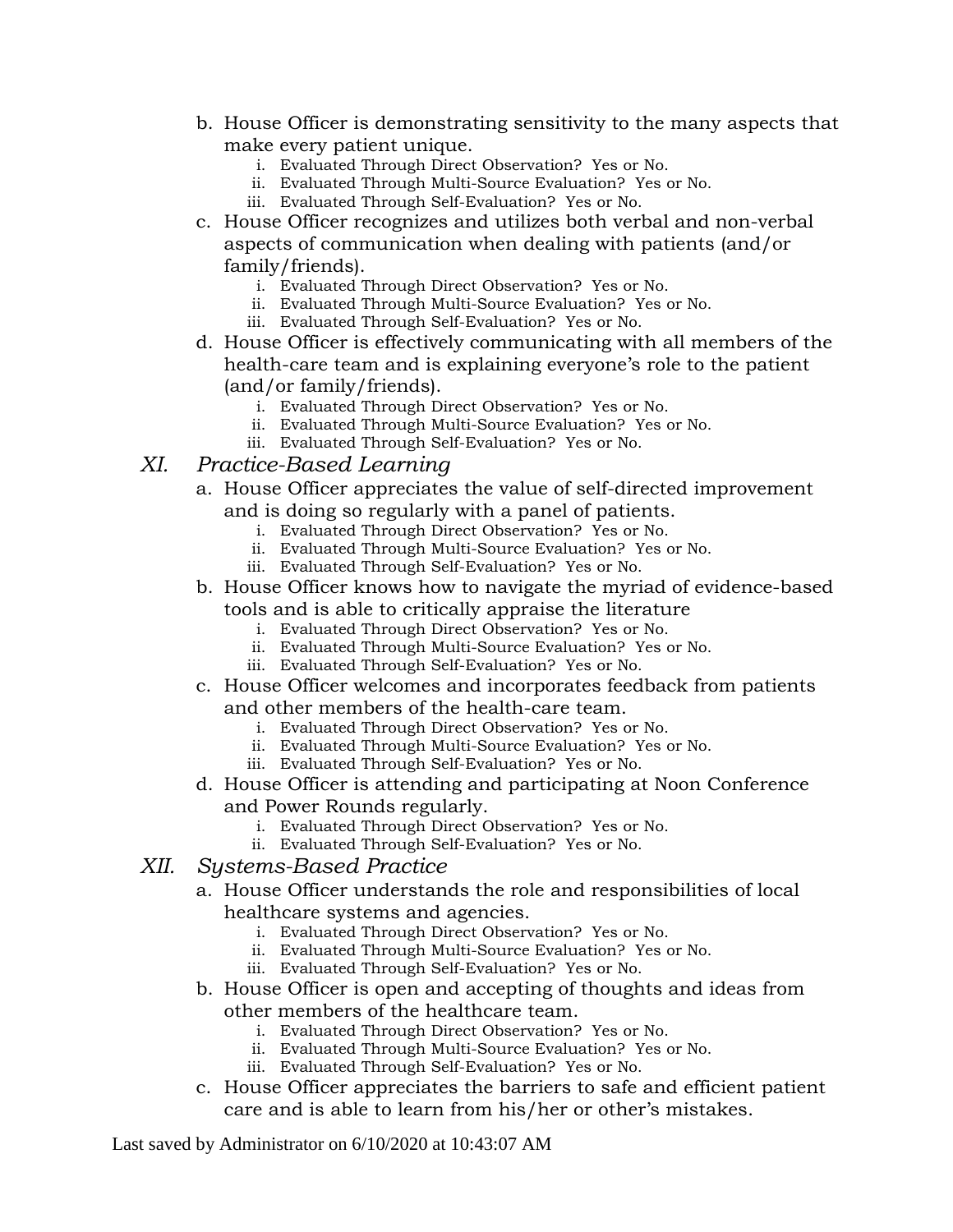b. House Officer is demonstrating sensitivity to the many aspects that make every patient unique.
   i. Evaluated Through Direct Observation? Yes or No.
   ii. Evaluated Through Multi-Source Evaluation? Yes or No.
   iii. Evaluated Through Self-Evaluation? Yes or No.

c. House Officer recognizes and utilizes both verbal and non-verbal aspects of communication when dealing with patients (and/or family/friends).
   i. Evaluated Through Direct Observation? Yes or No.
   ii. Evaluated Through Multi-Source Evaluation? Yes or No.
   iii. Evaluated Through Self-Evaluation? Yes or No.

d. House Officer is effectively communicating with all members of the health-care team and is explaining everyone's role to the patient (and/or family/friends).
   i. Evaluated Through Direct Observation? Yes or No.
   ii. Evaluated Through Multi-Source Evaluation? Yes or No.
   iii. Evaluated Through Self-Evaluation? Yes or No.

## XI. *Practice-Based Learning*

a. House Officer appreciates the value of self-directed improvement and is doing so regularly with a panel of patients.
   i. Evaluated Through Direct Observation? Yes or No.
   ii. Evaluated Through Multi-Source Evaluation? Yes or No.
   iii. Evaluated Through Self-Evaluation? Yes or No.

b. House Officer knows how to navigate the myriad of evidence-based tools and is able to critically appraise the literature
   i. Evaluated Through Direct Observation? Yes or No.
   ii. Evaluated Through Multi-Source Evaluation? Yes or No.
   iii. Evaluated Through Self-Evaluation? Yes or No.

c. House Officer welcomes and incorporates feedback from patients and other members of the health-care team.
   i. Evaluated Through Direct Observation? Yes or No.
   ii. Evaluated Through Multi-Source Evaluation? Yes or No.
   iii. Evaluated Through Self-Evaluation? Yes or No.

d. House Officer is attending and participating at Noon Conference and Power Rounds regularly.
   i. Evaluated Through Direct Observation? Yes or No.
   ii. Evaluated Through Self-Evaluation? Yes or No.

## XII. *Systems-Based Practice*

a. House Officer understands the role and responsibilities of local healthcare systems and agencies.
   i. Evaluated Through Direct Observation? Yes or No.
   ii. Evaluated Through Multi-Source Evaluation? Yes or No.
   iii. Evaluated Through Self-Evaluation? Yes or No.

b. House Officer is open and accepting of thoughts and ideas from other members of the healthcare team.
   i. Evaluated Through Direct Observation? Yes or No.
   ii. Evaluated Through Multi-Source Evaluation? Yes or No.
   iii. Evaluated Through Self-Evaluation? Yes or No.

c. House Officer appreciates the barriers to safe and efficient patient care and is able to learn from his/her or other's mistakes.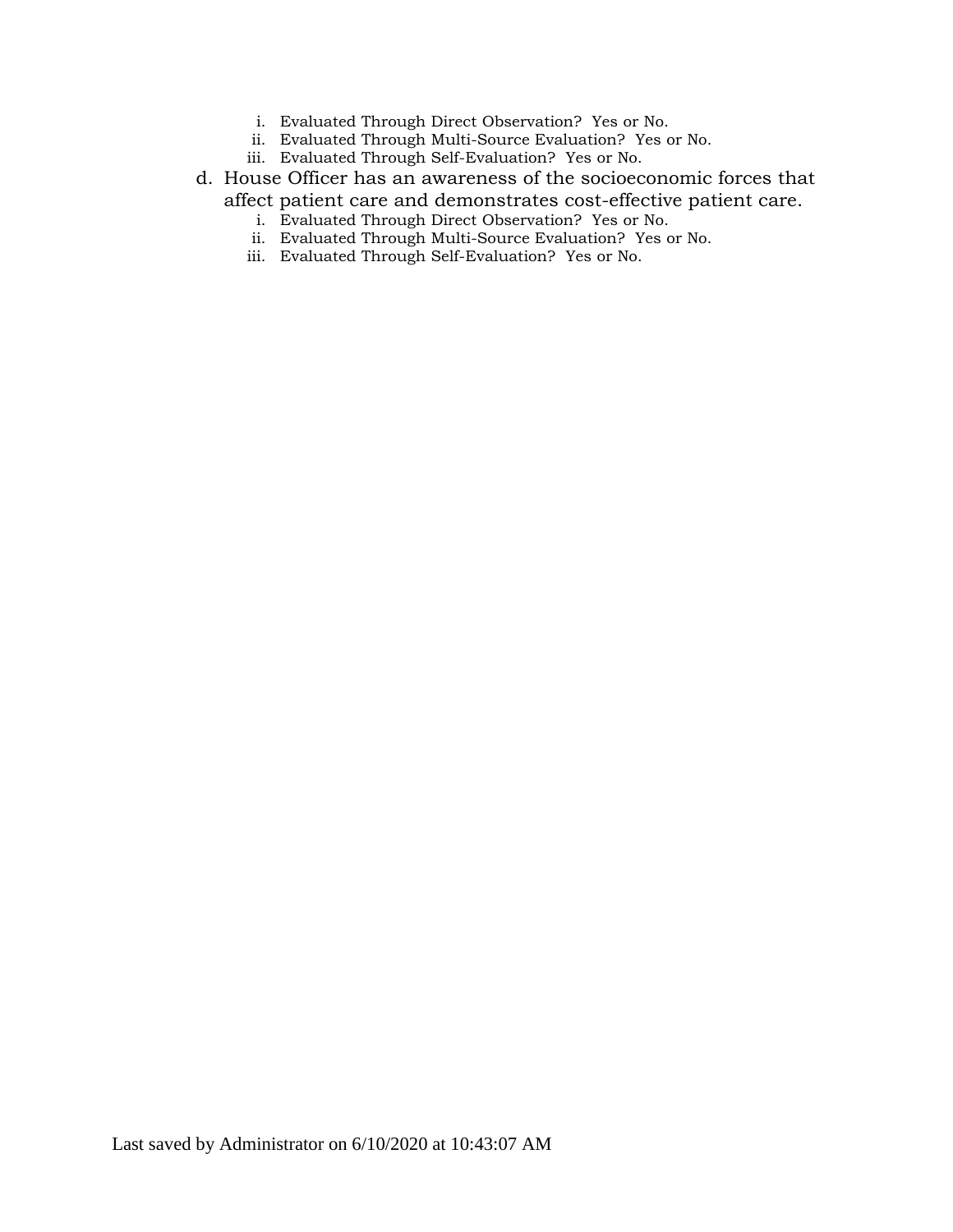i. Evaluated Through Direct Observation? Yes or No.
   ii. Evaluated Through Multi-Source Evaluation? Yes or No.
   iii. Evaluated Through Self-Evaluation? Yes or No.

d. House Officer has an awareness of the socioeconomic forces that affect patient care and demonstrates cost-effective patient care.
   i. Evaluated Through Direct Observation? Yes or No.
   ii. Evaluated Through Multi-Source Evaluation? Yes or No.
   iii. Evaluated Through Self-Evaluation? Yes or No.

Last saved by Administrator on 6/10/2020 at 10:43:07 AM